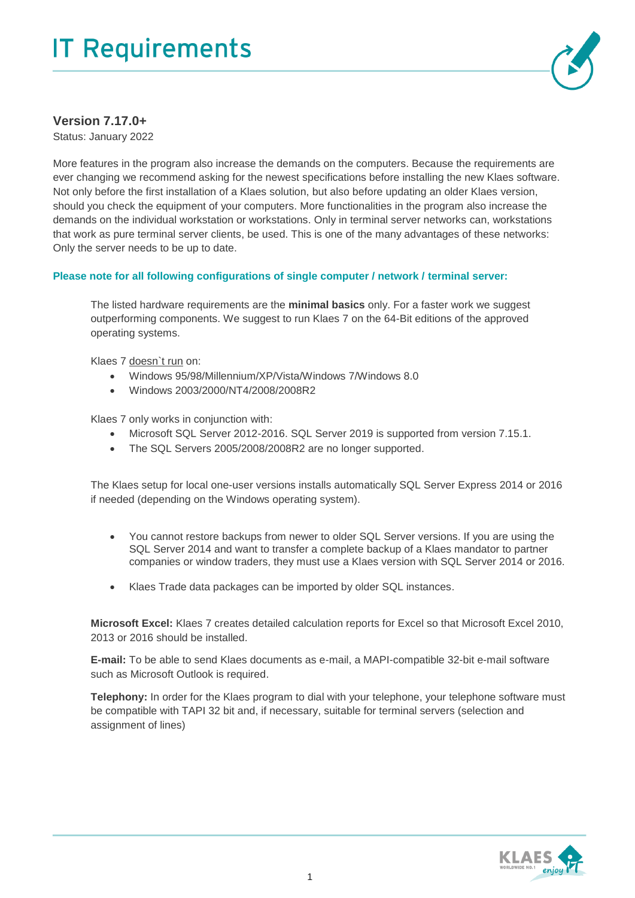# IT Requirements

## Version 7.17.0+

Status: January 2022

More features in the program also increase the demands on the computers. Because the requirements are ever changing we recommend asking for the newest specifications before installing the new Klaes software. Not only before the first installation of a Klaes solution, but also before updating an older Klaes version, should you check the equipment of your computers. More functionalities in the program also increase the demands on the individual workstation or workstations. Only in terminal server networks can, workstations that work as pure terminal server clients, be used. This is one of the many advantages of these networks: Only the server needs to be up to date.

**Please note for all following configurations of single computer / network / terminal server:**

The listed hardware requirements are the **minimal basics** only. For a faster work we suggest outperforming components. We suggest to run Klaes 7 on the 64-Bit editions of the approved operating systems.

Klaes 7 doesn`t run on:

- Windows 95/98/Millennium/XP/Vista/Windows 7/Windows 8.0
- Windows 2003/2000/NT4/2008/2008R2

Klaes 7 only works in conjunction with:

- Microsoft SQL Server 2012-2016. SQL Server 2019 is supported from version 7.15.1.
- The SQL Servers 2005/2008/2008R2 are no longer supported.

The Klaes setup for local one-user versions installs automatically SQL Server Express 2014 or 2016 if needed (depending on the Windows operating system).

- You cannot restore backups from newer to older SQL Server versions. If you are using the SQL Server 2014 and want to transfer a complete backup of a Klaes mandator to partner companies or window traders, they must use a Klaes version with SQL Server 2014 or 2016.
- Klaes Trade data packages can be imported by older SQL instances.

**Microsoft Excel:** Klaes 7 creates detailed calculation reports for Excel so that Microsoft Excel 2010, 2013 or 2016 should be installed.

**E-mail:** To be able to send Klaes documents as e-mail, a MAPI-compatible 32-bit e-mail software such as Microsoft Outlook is required.

**Telephony:** In order for the Klaes program to dial with your telephone, your telephone software must be compatible with TAPI 32 bit and, if necessary, suitable for terminal servers (selection and assignment of lines)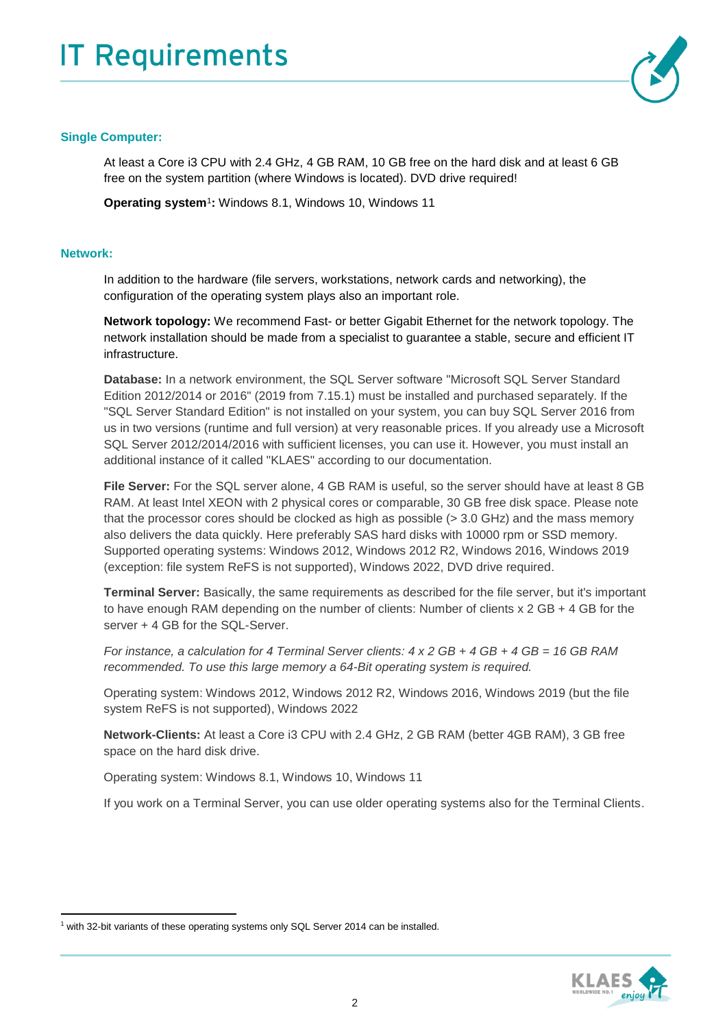# IT Requirements

### Single Computer:

At least a Core i3 CPU with 2.4 GHz, 4 GB RAM, 10 GB free on the hard disk and at least 6 GB free on the system partition (where Windows is located). DVD drive required!

**Operating system**[1]**:** Windows 8.1, Windows 10, Windows 11

### Network:

In addition to the hardware (file servers, workstations, network cards and networking), the configuration of the operating system plays also an important role.

**Network topology:** We recommend Fast- or better Gigabit Ethernet for the network topology. The network installation should be made from a specialist to guarantee a stable, secure and efficient IT infrastructure.

**Database:** In a network environment, the SQL Server software "Microsoft SQL Server Standard Edition 2012/2014 or 2016" (2019 from 7.15.1) must be installed and purchased separately. If the "SQL Server Standard Edition" is not installed on your system, you can buy SQL Server 2016 from us in two versions (runtime and full version) at very reasonable prices. If you already use a Microsoft SQL Server 2012/2014/2016 with sufficient licenses, you can use it. However, you must install an additional instance of it called "KLAES" according to our documentation.

**File Server:** For the SQL server alone, 4 GB RAM is useful, so the server should have at least 8 GB RAM. At least Intel XEON with 2 physical cores or comparable, 30 GB free disk space. Please note that the processor cores should be clocked as high as possible (> 3.0 GHz) and the mass memory also delivers the data quickly. Here preferably SAS hard disks with 10000 rpm or SSD memory. Supported operating systems: Windows 2012, Windows 2012 R2, Windows 2016, Windows 2019 (exception: file system ReFS is not supported), Windows 2022, DVD drive required.

**Terminal Server:** Basically, the same requirements as described for the file server, but it's important to have enough RAM depending on the number of clients: Number of clients x 2 GB + 4 GB for the server + 4 GB for the SQL-Server.

*For instance, a calculation for 4 Terminal Server clients: 4 x 2 GB + 4 GB + 4 GB = 16 GB RAM recommended. To use this large memory a 64-Bit operating system is required.*

Operating system: Windows 2012, Windows 2012 R2, Windows 2016, Windows 2019 (but the file system ReFS is not supported), Windows 2022

**Network-Clients:** At least a Core i3 CPU with 2.4 GHz, 2 GB RAM (better 4GB RAM), 3 GB free space on the hard disk drive.

Operating system: Windows 8.1, Windows 10, Windows 11

If you work on a Terminal Server, you can use older operating systems also for the Terminal Clients.

---

[1] with 32-bit variants of these operating systems only SQL Server 2014 can be installed.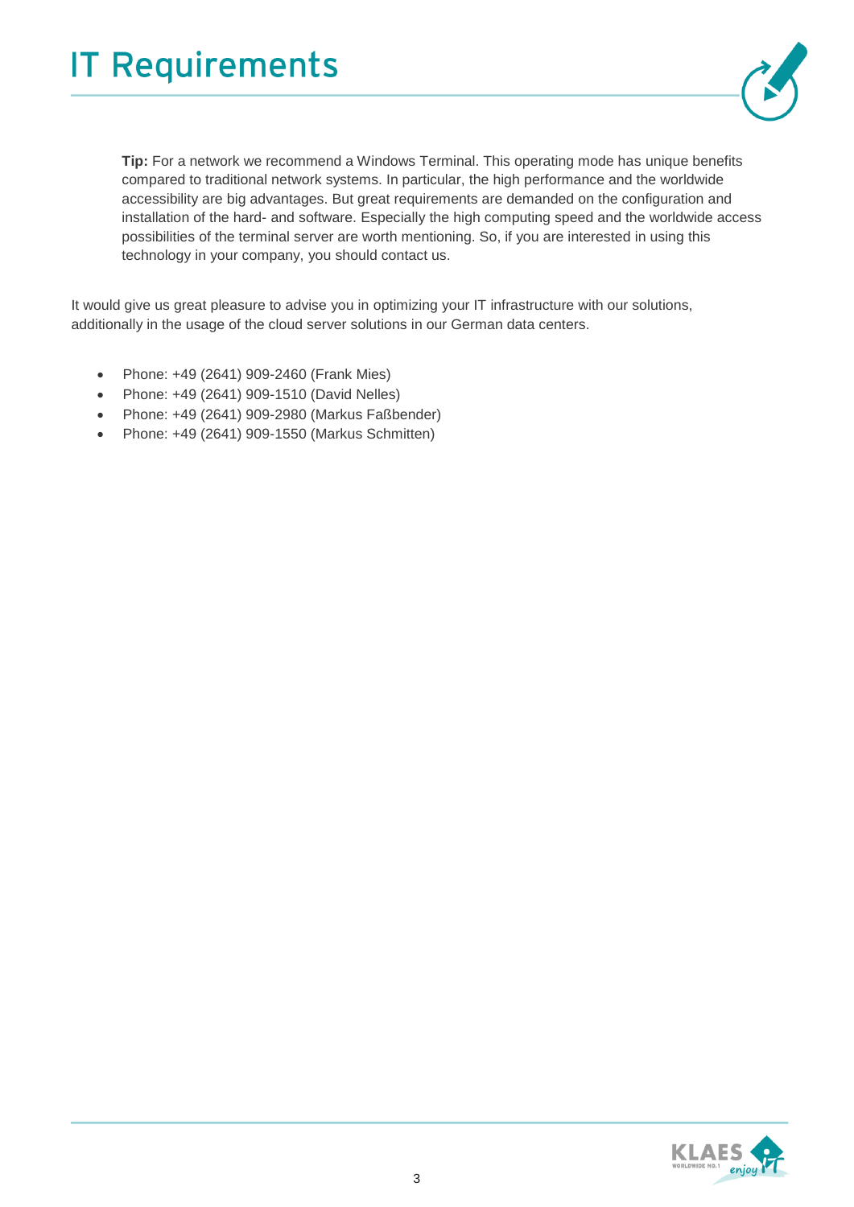# IT Requirements

**Tip:** For a network we recommend a Windows Terminal. This operating mode has unique benefits compared to traditional network systems. In particular, the high performance and the worldwide accessibility are big advantages. But great requirements are demanded on the configuration and installation of the hard- and software. Especially the high computing speed and the worldwide access possibilities of the terminal server are worth mentioning. So, if you are interested in using this technology in your company, you should contact us.

It would give us great pleasure to advise you in optimizing your IT infrastructure with our solutions, additionally in the usage of the cloud server solutions in our German data centers.

- Phone: +49 (2641) 909-2460 (Frank Mies)
- Phone: +49 (2641) 909-1510 (David Nelles)
- Phone: +49 (2641) 909-2980 (Markus Faßbender)
- Phone: +49 (2641) 909-1550 (Markus Schmitten)